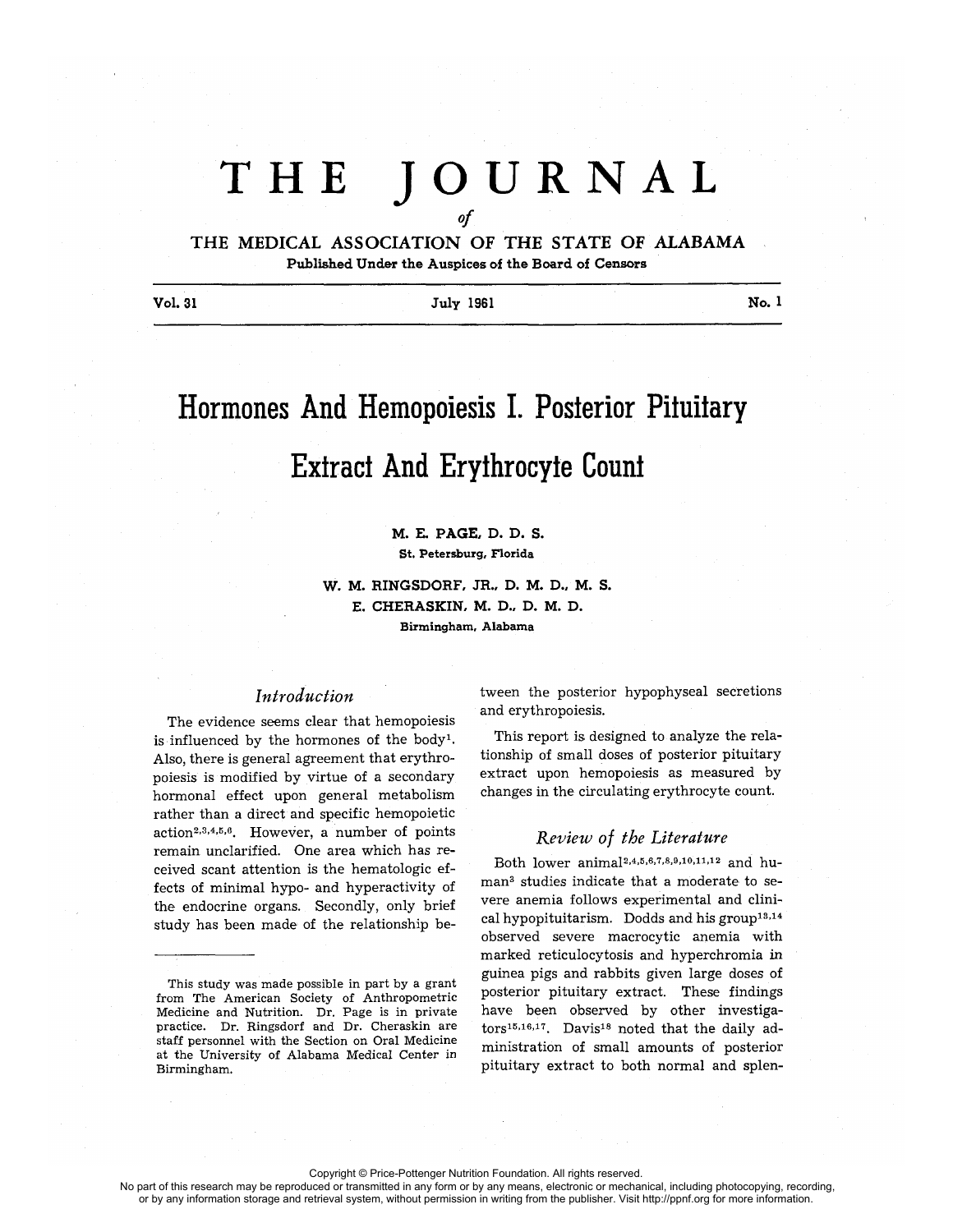# THE JOURNAL

of

## THE MEDICAL ASSOCIATION OF THE STATE OF ALABAMA

**Published Under the Auspices of the Board of Censors**

Vol. 31 — July 1961 — No. 1

# Hormones And Hemopoiesis I. Posterior Pituitary Extract And Erythrocyte Count

**M. E. PAGE, D. D. S.**
St. Petersburg, Florida

**W. M. RINGSDORF, JR., D. M. D., M. S.**
**E. CHERASKIN, M. D., D. M. D.**
Birmingham, Alabama

### *Introduction*

The evidence seems clear that hemopoiesis is influenced by the hormones of the body[1]. Also, there is general agreement that erythropoiesis is modified by virtue of a secondary hormonal effect upon general metabolism rather than a direct and specific hemopoietic action[2,3,4,5,6]. However, a number of points remain unclarified. One area which has received scant attention is the hematologic effects of minimal hypo- and hyperactivity of the endocrine organs. Secondly, only brief study has been made of the relationship between the posterior hypophyseal secretions and erythropoiesis.

This report is designed to analyze the relationship of small doses of posterior pituitary extract upon hemopoiesis as measured by changes in the circulating erythrocyte count.

### *Review of the Literature*

Both lower animal[2,4,5,6,7,8,9,10,11,12] and human[3] studies indicate that a moderate to severe anemia follows experimental and clinical hypopituitarism. Dodds and his group[13,14] observed severe macrocytic anemia with marked reticulocytosis and hyperchromia in guinea pigs and rabbits given large doses of posterior pituitary extract. These findings have been observed by other investigators[15,16,17]. Davis[18] noted that the daily administration of small amounts of posterior pituitary extract to both normal and splen-

---

This study was made possible in part by a grant from The American Society of Anthropometric Medicine and Nutrition. Dr. Page is in private practice. Dr. Ringsdorf and Dr. Cheraskin are staff personnel with the Section on Oral Medicine at the University of Alabama Medical Center in Birmingham.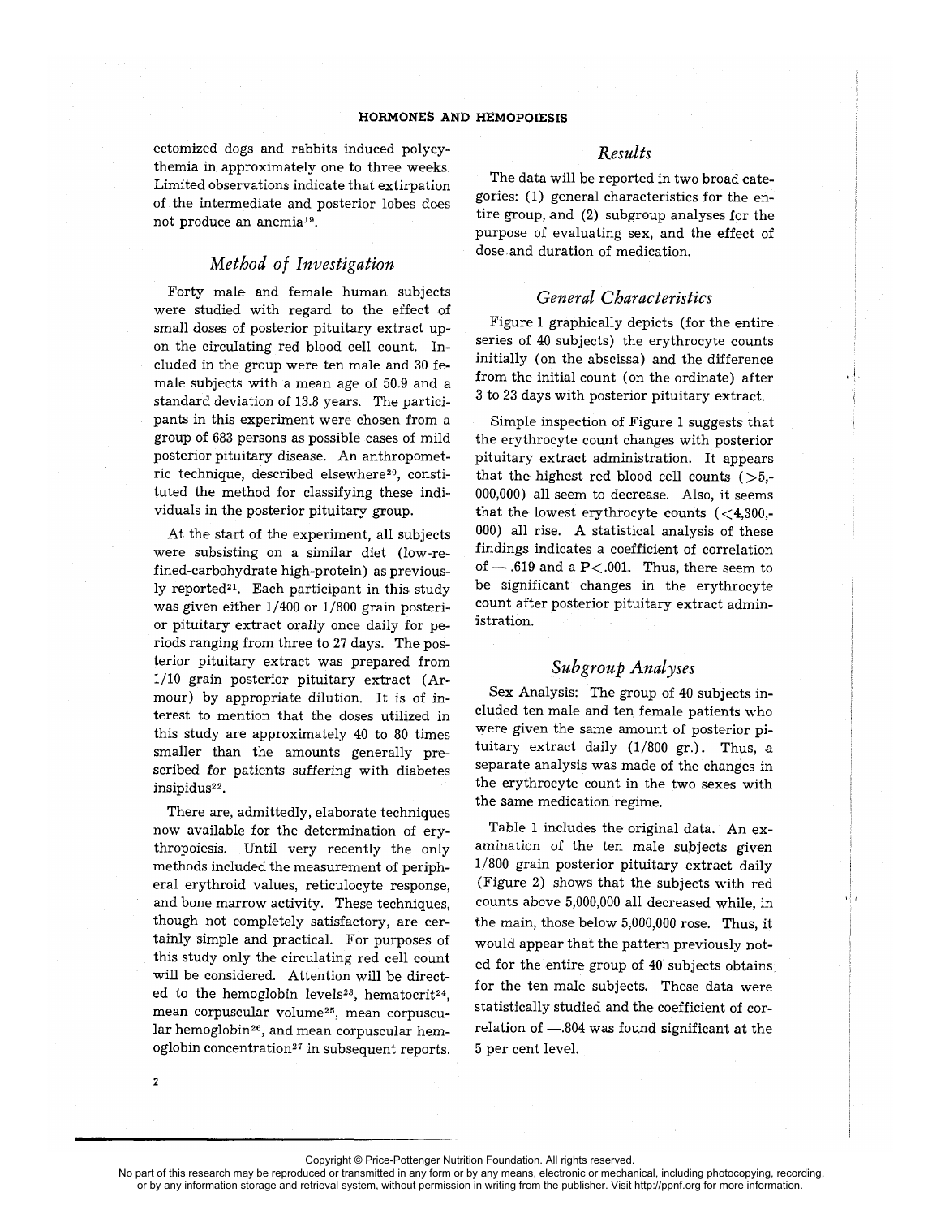ectomized dogs and rabbits induced polycythemia in approximately one to three weeks. Limited observations indicate that extirpation of the intermediate and posterior lobes does not produce an anemia[19].

## Method of Investigation

Forty male and female human subjects were studied with regard to the effect of small doses of posterior pituitary extract upon the circulating red blood cell count. Included in the group were ten male and 30 female subjects with a mean age of 50.9 and a standard deviation of 13.8 years. The participants in this experiment were chosen from a group of 683 persons as possible cases of mild posterior pituitary disease. An anthropometric technique, described elsewhere[20], constituted the method for classifying these individuals in the posterior pituitary group.

At the start of the experiment, all subjects were subsisting on a similar diet (low-refined-carbohydrate high-protein) as previously reported[21]. Each participant in this study was given either 1/400 or 1/800 grain posterior pituitary extract orally once daily for periods ranging from three to 27 days. The posterior pituitary extract was prepared from 1/10 grain posterior pituitary extract (Armour) by appropriate dilution. It is of interest to mention that the doses utilized in this study are approximately 40 to 80 times smaller than the amounts generally prescribed for patients suffering with diabetes insipidus[22].

There are, admittedly, elaborate techniques now available for the determination of erythropoiesis. Until very recently the only methods included the measurement of peripheral erythroid values, reticulocyte response, and bone marrow activity. These techniques, though not completely satisfactory, are certainly simple and practical. For purposes of this study only the circulating red cell count will be considered. Attention will be directed to the hemoglobin levels[23], hematocrit[24], mean corpuscular volume[25], mean corpuscular hemoglobin[26], and mean corpuscular hemoglobin concentration[27] in subsequent reports.

## Results

The data will be reported in two broad categories: (1) general characteristics for the entire group, and (2) subgroup analyses for the purpose of evaluating sex, and the effect of dose and duration of medication.

### General Characteristics

Figure 1 graphically depicts (for the entire series of 40 subjects) the erythrocyte counts initially (on the abscissa) and the difference from the initial count (on the ordinate) after 3 to 23 days with posterior pituitary extract.

Simple inspection of Figure 1 suggests that the erythrocyte count changes with posterior pituitary extract administration. It appears that the highest red blood cell counts (>5,000,000) all seem to decrease. Also, it seems that the lowest erythrocyte counts (<4,300,000) all rise. A statistical analysis of these findings indicates a coefficient of correlation of —.619 and a $P<.001$. Thus, there seem to be significant changes in the erythrocyte count after posterior pituitary extract administration.

### Subgroup Analyses

Sex Analysis: The group of 40 subjects included ten male and ten female patients who were given the same amount of posterior pituitary extract daily (1/800 gr.). Thus, a separate analysis was made of the changes in the erythrocyte count in the two sexes with the same medication regime.

Table 1 includes the original data. An examination of the ten male subjects given 1/800 grain posterior pituitary extract daily (Figure 2) shows that the subjects with red counts above 5,000,000 all decreased while, in the main, those below 5,000,000 rose. Thus, it would appear that the pattern previously noted for the entire group of 40 subjects obtains for the ten male subjects. These data were statistically studied and the coefficient of correlation of —.804 was found significant at the 5 per cent level.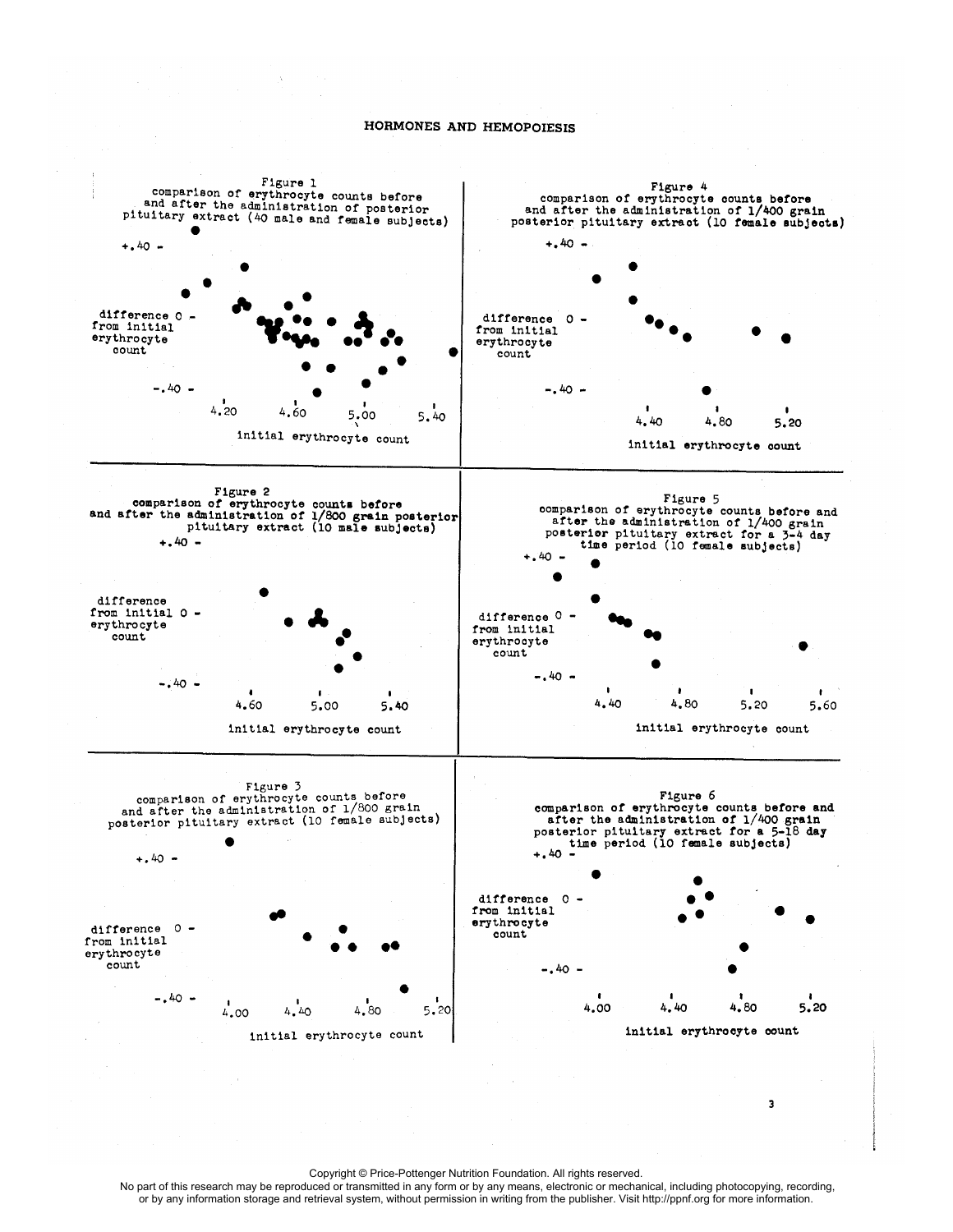Figure 1
comparison of erythrocyte counts before and after the administration of posterior pituitary extract (40 male and female subjects)

Figure 2
comparison of erythrocyte counts before and after the administration of 1/800 grain posterior pituitary extract (10 male subjects)

Figure 3
comparison of erythrocyte counts before and after the administration of 1/800 grain posterior pituitary extract (10 female subjects)

Figure 4
comparison of erythrocyte counts before and after the administration of 1/400 grain posterior pituitary extract (10 female subjects)

Figure 5
comparison of erythrocyte counts before and after the administration of 1/400 grain posterior pituitary extract for a 3-4 day time period (10 female subjects)

Figure 6
comparison of erythrocyte counts before and after the administration of 1/400 grain posterior pituitary extract for a 5-18 day time period (10 female subjects)

Copyright © Price-Pottenger Nutrition Foundation. All rights reserved.
No part of this research may be reproduced or transmitted in any form or by any means, electronic or mechanical, including photocopying, recording, or by any information storage and retrieval system, without permission in writing from the publisher. Visit http://ppnf.org for more information.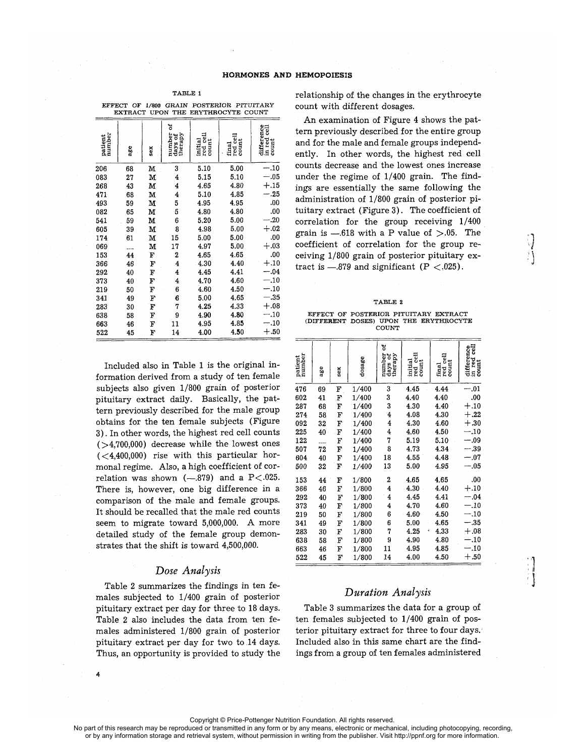TABLE 1

EFFECT OF 1/800 GRAIN POSTERIOR PITUITARY EXTRACT UPON THE ERYTHROCYTE COUNT

| patient number | age | sex | number of days of therapy | initial red cell count | final red cell count | difference in red cell count |
|---|---|---|---|---|---|---|
| 206 | 68 | M | 3 | 5.10 | 5.00 | —.10 |
| 083 | 27 | M | 4 | 5.15 | 5.10 | —.05 |
| 268 | 43 | M | 4 | 4.65 | 4.80 | +.15 |
| 471 | 68 | M | 4 | 5.10 | 4.85 | —.25 |
| 493 | 59 | M | 5 | 4.95 | 4.95 | .00 |
| 082 | 65 | M | 5 | 4.80 | 4.80 | .00 |
| 541 | 59 | M | 6 | 5.20 | 5.00 | —.20 |
| 605 | 39 | M | 8 | 4.98 | 5.00 | +.02 |
| 174 | 61 | M | 15 | 5.00 | 5.00 | .00 |
| 069 | — | M | 17 | 4.97 | 5.00 | +.03 |
| 153 | 44 | F | 2 | 4.65 | 4.65 | .00 |
| 366 | 46 | F | 4 | 4.30 | 4.40 | +.10 |
| 292 | 40 | F | 4 | 4.45 | 4.41 | —.04 |
| 373 | 40 | F | 4 | 4.70 | 4.60 | —.10 |
| 219 | 50 | F | 6 | 4.60 | 4.50 | —.10 |
| 341 | 49 | F | 6 | 5.00 | 4.65 | —.35 |
| 283 | 30 | F | 7 | 4.25 | 4.33 | +.08 |
| 638 | 58 | F | 9 | 4.90 | 4.80 | —.10 |
| 663 | 46 | F | 11 | 4.95 | 4.85 | —.10 |
| 522 | 45 | F | 14 | 4.00 | 4.50 | +.50 |

Included also in Table 1 is the original information derived from a study of ten female subjects also given 1/800 grain of posterior pituitary extract daily. Basically, the pattern previously described for the male group obtains for the ten female subjects (Figure 3). In other words, the highest red cell counts (>4,700,000) decrease while the lowest ones (<4,400,000) rise with this particular hormonal regime. Also, a high coefficient of correlation was shown (—.879) and a $P<.025$. There is, however, one big difference in a comparison of the male and female groups. It should be recalled that the male red counts seem to migrate toward 5,000,000. A more detailed study of the female group demonstrates that the shift is toward 4,500,000.

## *Dose Analysis*

Table 2 summarizes the findings in ten females subjected to 1/400 grain of posterior pituitary extract per day for three to 18 days. Table 2 also includes the data from ten females administered 1/800 grain of posterior pituitary extract per day for two to 14 days. Thus, an opportunity is provided to study the relationship of the changes in the erythrocyte count with different dosages.

An examination of Figure 4 shows the pattern previously described for the entire group and for the male and female groups independently. In other words, the highest red cell counts decrease and the lowest ones increase under the regime of 1/400 grain. The findings are essentially the same following the administration of 1/800 grain of posterior pituitary extract (Figure 3). The coefficient of correlation for the group receiving 1/400 grain is —.618 with a P value of >.05. The coefficient of correlation for the group receiving 1/800 grain of posterior pituitary extract is —.879 and significant ($P <.025$).

TABLE 2

EFFECT OF POSTERIOR PITUITARY EXTRACT (DIFFERENT DOSES) UPON THE ERYTHROCYTE COUNT

| patient number | age | sex | dosage | number of days of therapy | initial red cell count | final red cell count | difference in red cell count |
|---|---|---|---|---|---|---|---|
| 476 | 69 | F | 1/400 | 3 | 4.45 | 4.44 | —.01 |
| 602 | 41 | F | 1/400 | 3 | 4.40 | 4.40 | .00 |
| 287 | 68 | F | 1/400 | 3 | 4.30 | 4.40 | +.10 |
| 274 | 58 | F | 1/400 | 4 | 4.08 | 4.30 | +.22 |
| 092 | 32 | F | 1/400 | 4 | 4.30 | 4.60 | +.30 |
| 225 | 40 | F | 1/400 | 4 | 4.60 | 4.50 | —.10 |
| 122 | — | F | 1/400 | 7 | 5.19 | 5.10 | —.09 |
| 507 | 72 | F | 1/400 | 8 | 4.73 | 4.34 | —.39 |
| 604 | 40 | F | 1/400 | 18 | 4.55 | 4.48 | —.07 |
| 500 | 32 | F | 1/400 | 13 | 5.00 | 4.95 | —.05 |
| 153 | 44 | F | 1/800 | 2 | 4.65 | 4.65 | .00 |
| 366 | 46 | F | 1/800 | 4 | 4.30 | 4.40 | +.10 |
| 292 | 40 | F | 1/800 | 4 | 4.45 | 4.41 | —.04 |
| 373 | 40 | F | 1/800 | 4 | 4.70 | 4.60 | —.10 |
| 219 | 50 | F | 1/800 | 6 | 4.60 | 4.50 | —.10 |
| 341 | 49 | F | 1/800 | 6 | 5.00 | 4.65 | —.35 |
| 283 | 30 | F | 1/800 | 7 | 4.25 | 4.33 | +.08 |
| 638 | 58 | F | 1/800 | 9 | 4.90 | 4.80 | —.10 |
| 663 | 46 | F | 1/800 | 11 | 4.95 | 4.85 | —.10 |
| 522 | 45 | F | 1/800 | 14 | 4.00 | 4.50 | +.50 |

## *Duration Analysis*

Table 3 summarizes the data for a group of ten females subjected to 1/400 grain of posterior pituitary extract for three to four days. Included also in this same chart are the findings from a group of ten females administered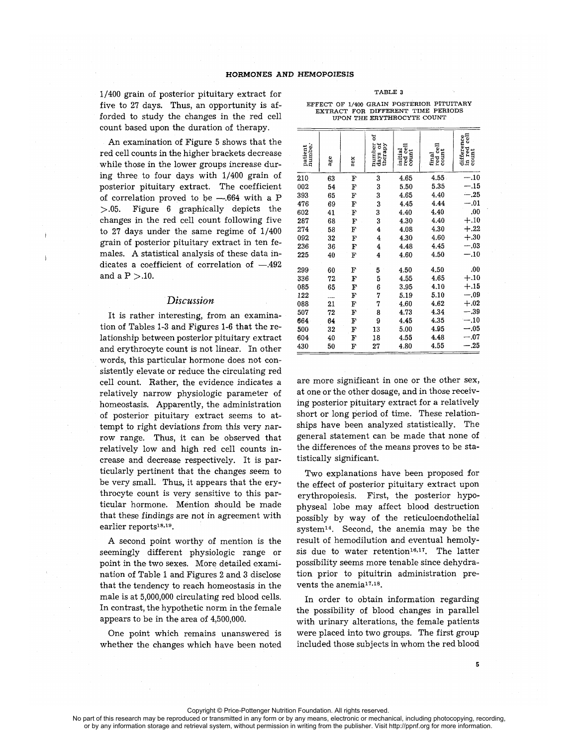1/400 grain of posterior pituitary extract for five to 27 days. Thus, an opportunity is afforded to study the changes in the red cell count based upon the duration of therapy.

An examination of Figure 5 shows that the red cell counts in the higher brackets decrease while those in the lower groups increase during three to four days with 1/400 grain of posterior pituitary extract. The coefficient of correlation proved to be —.664 with a $P > .05$. Figure 6 graphically depicts the changes in the red cell count following five to 27 days under the same regime of 1/400 grain of posterior pituitary extract in ten females. A statistical analysis of these data indicates a coefficient of correlation of —.492 and a $P > .10$.

TABLE 3

EFFECT OF 1/400 GRAIN POSTERIOR PITUITARY EXTRACT FOR DIFFERENT TIME PERIODS UPON THE ERYTHROCYTE COUNT

| patient number | age | sex | number of days of therapy | initial red cell count | final red cell count | difference in red cell count |
|---|---|---|---|---|---|---|
| 210 | 63 | F | 3 | 4.65 | 4.55 | —.10 |
| 002 | 54 | F | 3 | 5.50 | 5.35 | —.15 |
| 393 | 65 | F | 3 | 4.65 | 4.40 | —.25 |
| 476 | 69 | F | 3 | 4.45 | 4.44 | —.01 |
| 602 | 41 | F | 3 | 4.40 | 4.40 | .00 |
| 287 | 68 | F | 3 | 4.30 | 4.40 | +.10 |
| 274 | 58 | F | 4 | 4.08 | 4.30 | +.22 |
| 092 | 32 | F | 4 | 4.30 | 4.60 | +.30 |
| 236 | 36 | F | 4 | 4.48 | 4.45 | —.03 |
| 225 | 40 | F | 4 | 4.60 | 4.50 | —.10 |
| 299 | 60 | F | 5 | 4.50 | 4.50 | .00 |
| 336 | 72 | F | 5 | 4.55 | 4.65 | +.10 |
| 085 | 65 | F | 6 | 3.95 | 4.10 | +.15 |
| 122 | — | F | 7 | 5.19 | 5.10 | —.09 |
| 088 | 21 | F | 7 | 4.60 | 4.62 | +.02 |
| 507 | 72 | F | 8 | 4.73 | 4.34 | —.39 |
| 664 | 64 | F | 9 | 4.45 | 4.35 | —.10 |
| 500 | 32 | F | 13 | 5.00 | 4.95 | —.05 |
| 604 | 40 | F | 18 | 4.55 | 4.48 | —.07 |
| 430 | 50 | F | 27 | 4.80 | 4.55 | —.25 |

## *Discussion*

It is rather interesting, from an examination of Tables 1-3 and Figures 1-6 that the relationship between posterior pituitary extract and erythrocyte count is not linear. In other words, this particular hormone does not consistently elevate or reduce the circulating red cell count. Rather, the evidence indicates a relatively narrow physiologic parameter of homeostasis. Apparently, the administration of posterior pituitary extract seems to attempt to right deviations from this very narrow range. Thus, it can be observed that relatively low and high red cell counts increase and decrease respectively. It is particularly pertinent that the changes seem to be very small. Thus, it appears that the erythrocyte count is very sensitive to this particular hormone. Mention should be made that these findings are not in agreement with earlier reports[18,19].

A second point worthy of mention is the seemingly different physiologic range or point in the two sexes. More detailed examination of Table 1 and Figures 2 and 3 disclose that the tendency to reach homeostasis in the male is at 5,000,000 circulating red blood cells. In contrast, the hypothetic norm in the female appears to be in the area of 4,500,000.

One point which remains unanswered is whether the changes which have been noted are more significant in one or the other sex, at one or the other dosage, and in those receiving posterior pituitary extract for a relatively short or long period of time. These relationships have been analyzed statistically. The general statement can be made that none of the differences of the means proves to be statistically significant.

Two explanations have been proposed for the effect of posterior pituitary extract upon erythropoiesis. First, the posterior hypophyseal lobe may affect blood destruction possibly by way of the reticuloendothelial system[14]. Second, the anemia may be the result of hemodilution and eventual hemolysis due to water retention[16,17]. The latter possibility seems more tenable since dehydration prior to pituitrin administration prevents the anemia[17,18].

In order to obtain information regarding the possibility of blood changes in parallel with urinary alterations, the female patients were placed into two groups. The first group included those subjects in whom the red blood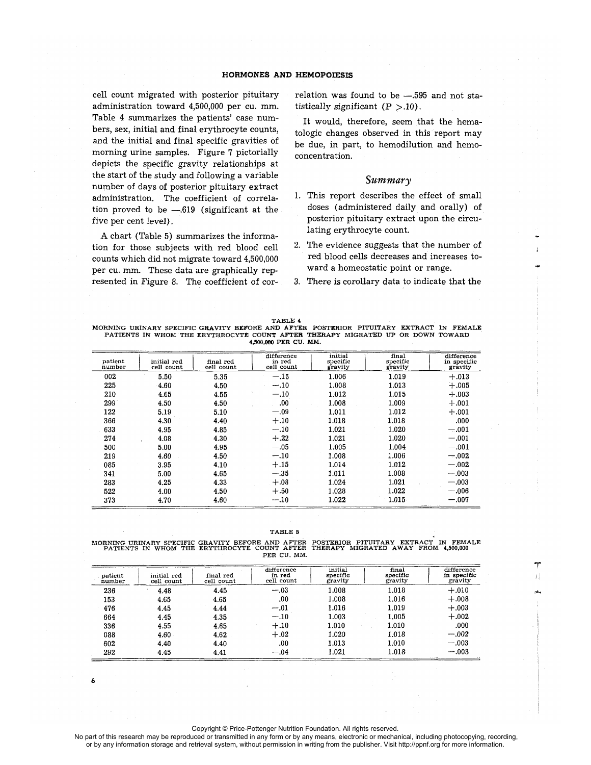cell count migrated with posterior pituitary administration toward 4,500,000 per cu. mm. Table 4 summarizes the patients' case numbers, sex, initial and final erythrocyte counts, and the initial and final specific gravities of morning urine samples. Figure 7 pictorially depicts the specific gravity relationships at the start of the study and following a variable number of days of posterior pituitary extract administration. The coefficient of correlation proved to be —.619 (significant at the five per cent level).

A chart (Table 5) summarizes the information for those subjects with red blood cell counts which did not migrate toward 4,500,000 per cu. mm. These data are graphically represented in Figure 8. The coefficient of correlation was found to be —.595 and not statistically significant ($P > .10$).

It would, therefore, seem that the hematologic changes observed in this report may be due, in part, to hemodilution and hemoconcentration.

## *Summary*

1. This report describes the effect of small doses (administered daily and orally) of posterior pituitary extract upon the circulating erythrocyte count.
2. The evidence suggests that the number of red blood cells decreases and increases toward a homeostatic point or range.
3. There is corollary data to indicate that the

TABLE 4

MORNING URINARY SPECIFIC GRAVITY BEFORE AND AFTER POSTERIOR PITUITARY EXTRACT IN FEMALE PATIENTS IN WHOM THE ERYTHROCYTE COUNT AFTER THERAPY MIGRATED UP OR DOWN TOWARD 4,500,000 PER CU. MM.

| patient number | initial red cell count | final red cell count | difference in red cell count | initial specific gravity | final specific gravity | difference in specific gravity |
|---|---|---|---|---|---|---|
| 002 | 5.50 | 5.35 | —.15 | 1.006 | 1.019 | +.013 |
| 225 | 4.60 | 4.50 | —.10 | 1.008 | 1.013 | +.005 |
| 210 | 4.65 | 4.55 | —.10 | 1.012 | 1.015 | +.003 |
| 299 | 4.50 | 4.50 | .00 | 1.008 | 1.009 | +.001 |
| 122 | 5.19 | 5.10 | —.09 | 1.011 | 1.012 | +.001 |
| 366 | 4.30 | 4.40 | +.10 | 1.018 | 1.018 | .000 |
| 633 | 4.95 | 4.85 | —.10 | 1.021 | 1.020 | —.001 |
| 274 | 4.08 | 4.30 | +.22 | 1.021 | 1.020 | —.001 |
| 500 | 5.00 | 4.95 | —.05 | 1.005 | 1.004 | —.001 |
| 219 | 4.60 | 4.50 | —.10 | 1.008 | 1.006 | —.002 |
| 085 | 3.95 | 4.10 | +.15 | 1.014 | 1.012 | —.002 |
| 341 | 5.00 | 4.65 | —.35 | 1.011 | 1.008 | —.003 |
| 283 | 4.25 | 4.33 | +.08 | 1.024 | 1.021 | —.003 |
| 522 | 4.00 | 4.50 | +.50 | 1.028 | 1.022 | —.006 |
| 373 | 4.70 | 4.60 | —.10 | 1.022 | 1.015 | —.007 |

TABLE 5

MORNING URINARY SPECIFIC GRAVITY BEFORE AND AFTER POSTERIOR PITUITARY EXTRACT IN FEMALE PATIENTS IN WHOM THE ERYTHROCYTE COUNT AFTER THERAPY MIGRATED AWAY FROM 4,500,000 PER CU. MM.

| patient number | initial red cell count | final red cell count | difference in red cell count | initial specific gravity | final specific gravity | difference in specific gravity |
|---|---|---|---|---|---|---|
| 236 | 4.48 | 4.45 | —.03 | 1.008 | 1.018 | +.010 |
| 153 | 4.65 | 4.65 | .00 | 1.008 | 1.016 | +.008 |
| 476 | 4.45 | 4.44 | —.01 | 1.016 | 1.019 | +.003 |
| 664 | 4.45 | 4.35 | —.10 | 1.003 | 1.005 | +.002 |
| 336 | 4.55 | 4.65 | +.10 | 1.010 | 1.010 | .000 |
| 088 | 4.60 | 4.62 | +.02 | 1.020 | 1.018 | —.002 |
| 602 | 4.40 | 4.40 | .00 | 1.013 | 1.010 | —.003 |
| 292 | 4.45 | 4.41 | —.04 | 1.021 | 1.018 | —.003 |

Copyright © Price-Pottenger Nutrition Foundation. All rights reserved.
No part of this research may be reproduced or transmitted in any form or by any means, electronic or mechanical, including photocopying, recording, or by any information storage and retrieval system, without permission in writing from the publisher. Visit http://ppnf.org for more information.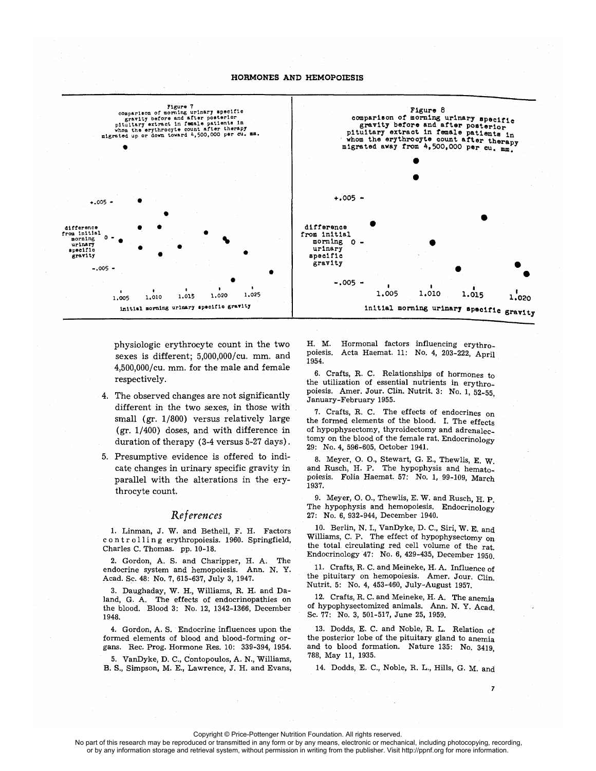Figure 7
comparison of morning urinary specific gravity before and after posterior pituitary extract in female patients in whom the erythrocyte count after therapy migrated up or down toward 4,500,000 per cu. mm.

Figure 8
comparison of morning urinary specific gravity before and after posterior pituitary extract in female patients in whom the erythrocyte count after therapy migrated away from 4,500,000 per cu. mm.

physiologic erythrocyte count in the two sexes is different; 5,000,000/cu. mm. and 4,500,000/cu. mm. for the male and female respectively.

4. The observed changes are not significantly different in the two sexes, in those with small (gr. 1/800) versus relatively large (gr. 1/400) doses, and with difference in duration of therapy (3-4 versus 5-27 days).

5. Presumptive evidence is offered to indicate changes in urinary specific gravity in parallel with the alterations in the erythrocyte count.

## *References*

1. Linman, J. W. and Bethell, F. H. Factors controlling erythropoiesis. 1960. Springfield, Charles C. Thomas. pp. 10-18.

2. Gordon, A. S. and Charipper, H. A. The endocrine system and hemopoiesis. Ann. N. Y. Acad. Sc. 48: No. 7, 615-637, July 3, 1947.

3. Daughaday, W. H., Williams, R. H. and Daland, G. A. The effects of endocrinopathies on the blood. Blood 3: No. 12, 1342-1366, December 1948.

4. Gordon, A. S. Endocrine influences upon the formed elements of blood and blood-forming organs. Rec. Prog. Hormone Res. 10: 339-394, 1954.

5. VanDyke, D. C., Contopoulos, A. N., Williams, B. S., Simpson, M. E., Lawrence, J. H. and Evans, H. M. Hormonal factors influencing erythropoiesis. Acta Haemat. 11: No. 4, 203-222, April 1954.

6. Crafts, R. C. Relationships of hormones to the utilization of essential nutrients in erythropoiesis. Amer. Jour. Clin. Nutrit. 3: No. 1, 52-55, January-February 1955.

7. Crafts, R. C. The effects of endocrines on the formed elements of the blood. I. The effects of hypophysectomy, thyroidectomy and adrenalectomy on the blood of the female rat. Endocrinology 29: No. 4, 596-605, October 1941.

8. Meyer, O. O., Stewart, G. E., Thewlis, E. W. and Rusch, H. P. The hypophysis and hematopoiesis. Folia Haemat. 57: No. 1, 99-109, March 1937.

9. Meyer, O. O., Thewlis, E. W. and Rusch, H. P. The hypophysis and hemopoiesis. Endocrinology 27: No. 6, 932-944, December 1940.

10. Berlin, N. I., VanDyke, D. C., Siri, W. E. and Williams, C. P. The effect of hypophysectomy on the total circulating red cell volume of the rat. Endocrinology 47: No. 6, 429-435, December 1950.

11. Crafts, R. C. and Meineke, H. A. Influence of the pituitary on hemopoiesis. Amer. Jour. Clin. Nutrit. 5: No. 4, 453-460, July-August 1957.

12. Crafts, R. C. and Meineke, H. A. The anemia of hypophysectomized animals. Ann. N. Y. Acad. Sc. 77: No. 3, 501-517, June 25, 1959.

13. Dodds, E. C. and Noble, R. L. Relation of the posterior lobe of the pituitary gland to anemia and to blood formation. Nature 135: No. 3419, 788, May 11, 1935.

14. Dodds, E. C., Noble, R. L., Hills, G. M. and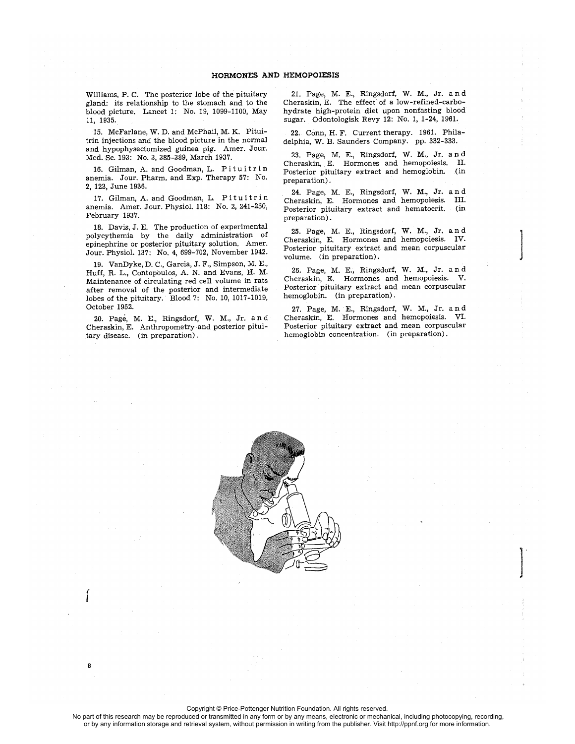Williams, P. C. The posterior lobe of the pituitary gland: its relationship to the stomach and to the blood picture. Lancet 1: No. 19, 1099-1100, May 11, 1935.

15. McFarlane, W. D. and McPhail, M. K. Pituitrin injections and the blood picture in the normal and hypophysectomized guinea pig. Amer. Jour. Med. Sc. 193: No. 3, 385-389, March 1937.

16. Gilman, A. and Goodman, L. Pituitrin anemia. Jour. Pharm. and Exp. Therapy 57: No. 2, 123, June 1936.

17. Gilman, A. and Goodman, L. Pituitrin anemia. Amer. Jour. Physiol. 118: No. 2, 241-250, February 1937.

18. Davis, J. E. The production of experimental polycythemia by the daily administration of epinephrine or posterior pituitary solution. Amer. Jour. Physiol. 137: No. 4, 699-702, November 1942.

19. VanDyke, D. C., Garcia, J. F., Simpson, M. E., Huff, R. L., Contopoulos, A. N. and Evans, H. M. Maintenance of circulating red cell volume in rats after removal of the posterior and intermediate lobes of the pituitary. Blood 7: No. 10, 1017-1019, October 1952.

20. Pagé, M. E., Ringsdorf, W. M., Jr. and Cheraskin, E. Anthropometry and posterior pituitary disease. (in preparation).

21. Page, M. E., Ringsdorf, W. M., Jr. and Cheraskin, E. The effect of a low-refined-carbohydrate high-protein diet upon nonfasting blood sugar. Odontologisk Revy 12: No. 1, 1-24, 1961.

22. Conn, H. F. Current therapy. 1961. Philadelphia, W. B. Saunders Company. pp. 332-333.

23. Page, M. E., Ringsdorf, W. M., Jr. and Cheraskin, E. Hormones and hemopoiesis. II. Posterior pituitary extract and hemoglobin. (in preparation).

24. Page, M. E., Ringsdorf, W. M., Jr. and Cheraskin, E. Hormones and hemopoiesis. III. Posterior pituitary extract and hematocrit. (in preparation).

25. Page, M. E., Ringsdorf, W. M., Jr. and Cheraskin, E. Hormones and hemopoiesis. IV. Posterior pituitary extract and mean corpuscular volume. (in preparation).

26. Page, M. E., Ringsdorf, W. M., Jr. and Cheraskin, E. Hormones and hemopoiesis. V. Posterior pituitary extract and mean corpuscular hemoglobin. (in preparation).

27. Page, M. E., Ringsdorf, W. M., Jr. and Cheraskin, E. Hormones and hemopoiesis. VI. Posterior pituitary extract and mean corpuscular hemoglobin concentration. (in preparation).